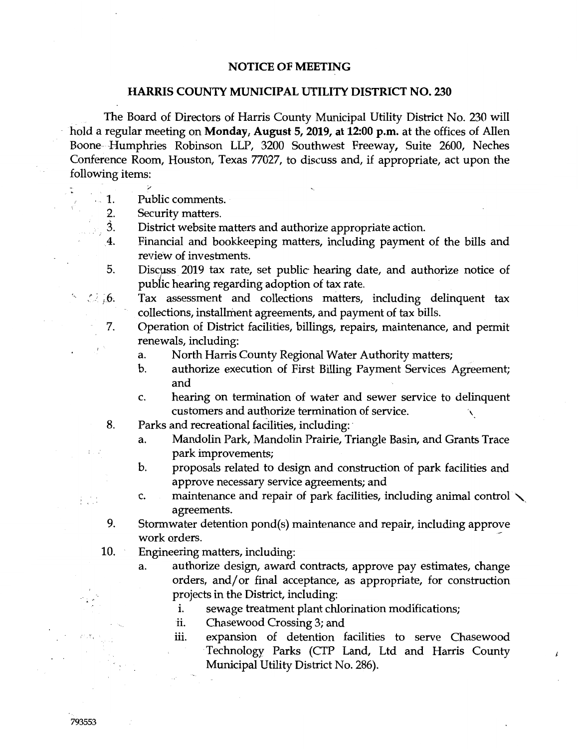# NOTICE OF MEETING

## HARRIS COUNTY MUNICIPAL UTILITY DISTRICT NO. 230

The Board of Directors of Harris County Municipal Utility District No. 230 will hold a regular meeting on **Monday, August 5, 2019, at 12:00 p.m.** at the offices of Allen Boone Humphries Robinson LLP, 3200 Southwest Freeway, Suite 2600, Neches Conference Room, Houston, Texas 77027, to discuss and, if appropriate, act upon the following items:

1. Public comments.
2. Security matters.
3. District website matters and authorize appropriate action.
4. Financial and bookkeeping matters, including payment of the bills and review of investments.
5. Discuss 2019 tax rate, set public hearing date, and authorize notice of public hearing regarding adoption of tax rate.
6. Tax assessment and collections matters, including delinquent tax collections, installment agreements, and payment of tax bills.
7. Operation of District facilities, billings, repairs, maintenance, and permit renewals, including:
   a. North Harris County Regional Water Authority matters;
   b. authorize execution of First Billing Payment Services Agreement; and
   c. hearing on termination of water and sewer service to delinquent customers and authorize termination of service.
8. Parks and recreational facilities, including:
   a. Mandolin Park, Mandolin Prairie, Triangle Basin, and Grants Trace park improvements;
   b. proposals related to design and construction of park facilities and approve necessary service agreements; and
   c. maintenance and repair of park facilities, including animal control agreements.
9. Stormwater detention pond(s) maintenance and repair, including approve work orders.
10. Engineering matters, including:
    a. authorize design, award contracts, approve pay estimates, change orders, and/or final acceptance, as appropriate, for construction projects in the District, including:
       i. sewage treatment plant chlorination modifications;
       ii. Chasewood Crossing 3; and
       iii. expansion of detention facilities to serve Chasewood Technology Parks (CTP Land, Ltd and Harris County Municipal Utility District No. 286).

793553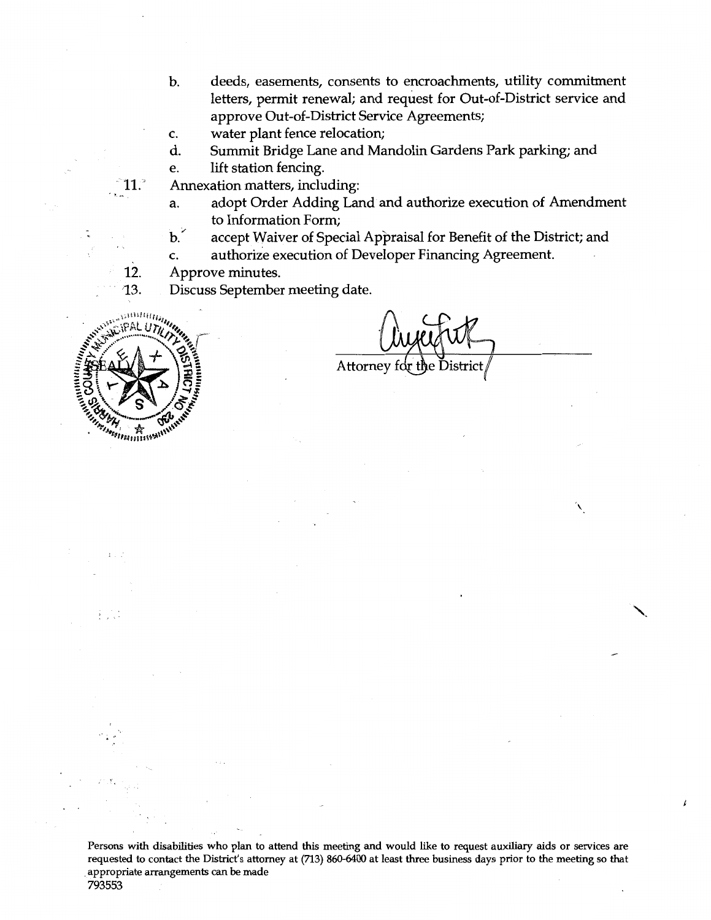b. deeds, easements, consents to encroachments, utility commitment letters, permit renewal; and request for Out-of-District service and approve Out-of-District Service Agreements;

c. water plant fence relocation;

d. Summit Bridge Lane and Mandolin Gardens Park parking; and

e. lift station fencing.

11. Annexation matters, including:

a. adopt Order Adding Land and authorize execution of Amendment to Information Form;

b. accept Waiver of Special Appraisal for Benefit of the District; and

c. authorize execution of Developer Financing Agreement.

12. Approve minutes.

13. Discuss September meeting date.

(SEAL)

Attorney for the District

Persons with disabilities who plan to attend this meeting and would like to request auxiliary aids or services are requested to contact the District's attorney at (713) 860-6400 at least three business days prior to the meeting so that appropriate arrangements can be made

793553